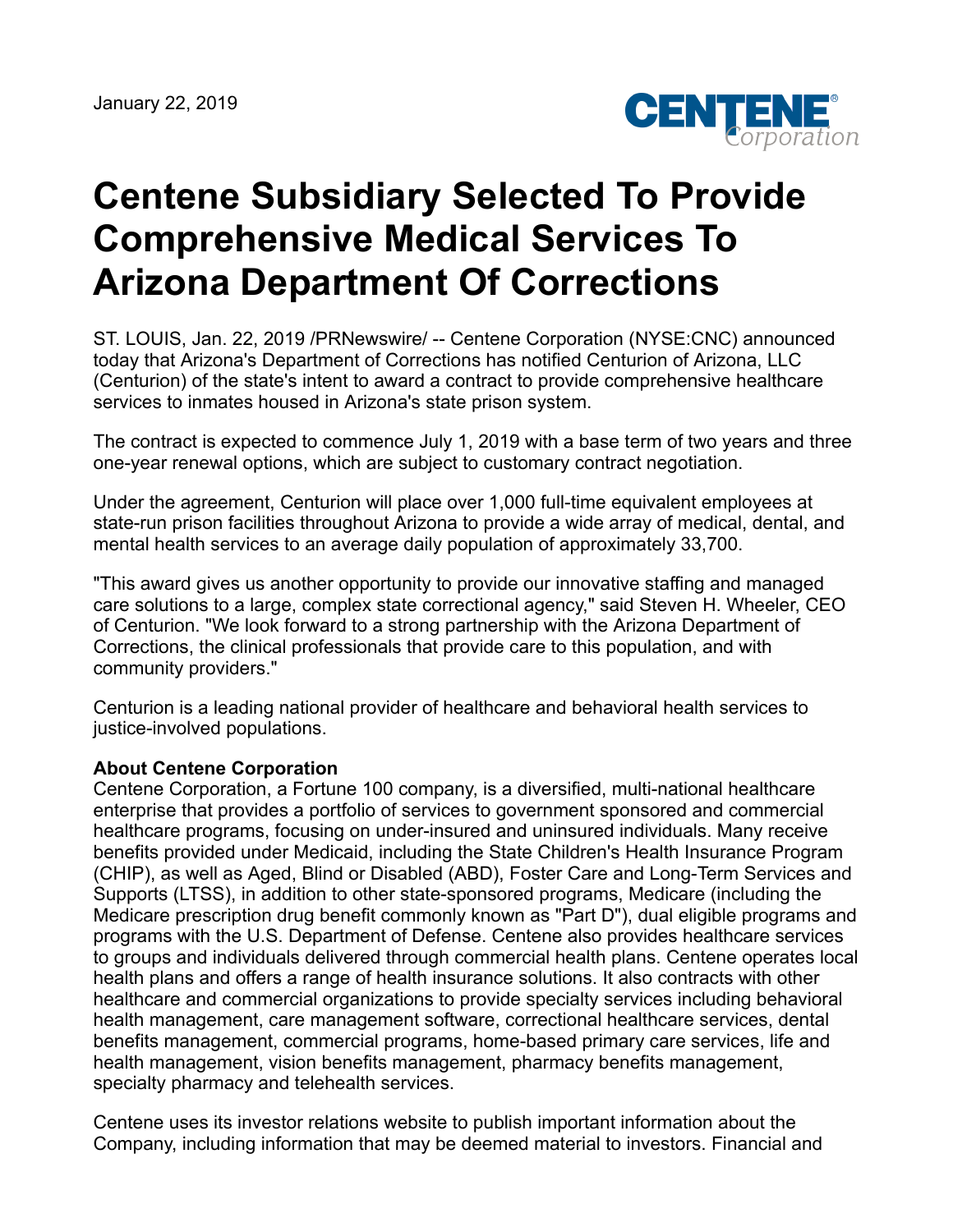January 22, 2019

# Centene Subsidiary Selected To Provide Comprehensive Medical Services To Arizona Department Of Corrections

ST. LOUIS, Jan. 22, 2019 /PRNewswire/ -- Centene Corporation (NYSE:CNC) announced today that Arizona's Department of Corrections has notified Centurion of Arizona, LLC (Centurion) of the state's intent to award a contract to provide comprehensive healthcare services to inmates housed in Arizona's state prison system.

The contract is expected to commence July 1, 2019 with a base term of two years and three one-year renewal options, which are subject to customary contract negotiation.

Under the agreement, Centurion will place over 1,000 full-time equivalent employees at state-run prison facilities throughout Arizona to provide a wide array of medical, dental, and mental health services to an average daily population of approximately 33,700.

"This award gives us another opportunity to provide our innovative staffing and managed care solutions to a large, complex state correctional agency," said Steven H. Wheeler, CEO of Centurion. "We look forward to a strong partnership with the Arizona Department of Corrections, the clinical professionals that provide care to this population, and with community providers."

Centurion is a leading national provider of healthcare and behavioral health services to justice-involved populations.

**About Centene Corporation**

Centene Corporation, a Fortune 100 company, is a diversified, multi-national healthcare enterprise that provides a portfolio of services to government sponsored and commercial healthcare programs, focusing on under-insured and uninsured individuals. Many receive benefits provided under Medicaid, including the State Children's Health Insurance Program (CHIP), as well as Aged, Blind or Disabled (ABD), Foster Care and Long-Term Services and Supports (LTSS), in addition to other state-sponsored programs, Medicare (including the Medicare prescription drug benefit commonly known as "Part D"), dual eligible programs and programs with the U.S. Department of Defense. Centene also provides healthcare services to groups and individuals delivered through commercial health plans. Centene operates local health plans and offers a range of health insurance solutions. It also contracts with other healthcare and commercial organizations to provide specialty services including behavioral health management, care management software, correctional healthcare services, dental benefits management, commercial programs, home-based primary care services, life and health management, vision benefits management, pharmacy benefits management, specialty pharmacy and telehealth services.

Centene uses its investor relations website to publish important information about the Company, including information that may be deemed material to investors. Financial and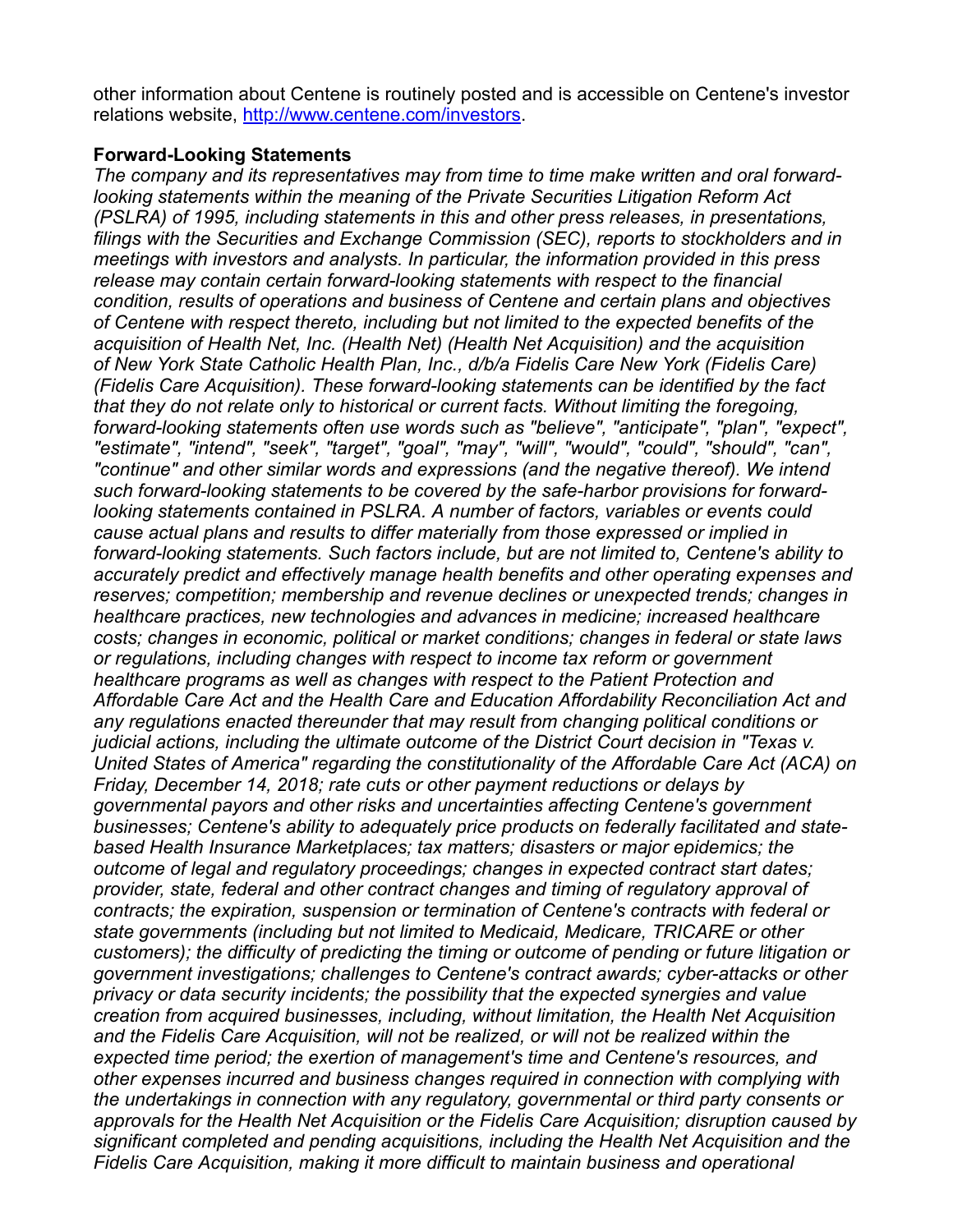other information about Centene is routinely posted and is accessible on Centene's investor relations website, [http://www.centene.com/investors](http://www.centene.com/investors).

**Forward-Looking Statements**

*The company and its representatives may from time to time make written and oral forward-looking statements within the meaning of the Private Securities Litigation Reform Act (PSLRA) of 1995, including statements in this and other press releases, in presentations, filings with the Securities and Exchange Commission (SEC), reports to stockholders and in meetings with investors and analysts. In particular, the information provided in this press release may contain certain forward-looking statements with respect to the financial condition, results of operations and business of Centene and certain plans and objectives of Centene with respect thereto, including but not limited to the expected benefits of the acquisition of Health Net, Inc. (Health Net) (Health Net Acquisition) and the acquisition of New York State Catholic Health Plan, Inc., d/b/a Fidelis Care New York (Fidelis Care) (Fidelis Care Acquisition). These forward-looking statements can be identified by the fact that they do not relate only to historical or current facts. Without limiting the foregoing, forward-looking statements often use words such as "believe", "anticipate", "plan", "expect", "estimate", "intend", "seek", "target", "goal", "may", "will", "would", "could", "should", "can", "continue" and other similar words and expressions (and the negative thereof). We intend such forward-looking statements to be covered by the safe-harbor provisions for forward-looking statements contained in PSLRA. A number of factors, variables or events could cause actual plans and results to differ materially from those expressed or implied in forward-looking statements. Such factors include, but are not limited to, Centene's ability to accurately predict and effectively manage health benefits and other operating expenses and reserves; competition; membership and revenue declines or unexpected trends; changes in healthcare practices, new technologies and advances in medicine; increased healthcare costs; changes in economic, political or market conditions; changes in federal or state laws or regulations, including changes with respect to income tax reform or government healthcare programs as well as changes with respect to the Patient Protection and Affordable Care Act and the Health Care and Education Affordability Reconciliation Act and any regulations enacted thereunder that may result from changing political conditions or judicial actions, including the ultimate outcome of the District Court decision in "Texas v. United States of America" regarding the constitutionality of the Affordable Care Act (ACA) on Friday, December 14, 2018; rate cuts or other payment reductions or delays by governmental payors and other risks and uncertainties affecting Centene's government businesses; Centene's ability to adequately price products on federally facilitated and state-based Health Insurance Marketplaces; tax matters; disasters or major epidemics; the outcome of legal and regulatory proceedings; changes in expected contract start dates; provider, state, federal and other contract changes and timing of regulatory approval of contracts; the expiration, suspension or termination of Centene's contracts with federal or state governments (including but not limited to Medicaid, Medicare, TRICARE or other customers); the difficulty of predicting the timing or outcome of pending or future litigation or government investigations; challenges to Centene's contract awards; cyber-attacks or other privacy or data security incidents; the possibility that the expected synergies and value creation from acquired businesses, including, without limitation, the Health Net Acquisition and the Fidelis Care Acquisition, will not be realized, or will not be realized within the expected time period; the exertion of management's time and Centene's resources, and other expenses incurred and business changes required in connection with complying with the undertakings in connection with any regulatory, governmental or third party consents or approvals for the Health Net Acquisition or the Fidelis Care Acquisition; disruption caused by significant completed and pending acquisitions, including the Health Net Acquisition and the Fidelis Care Acquisition, making it more difficult to maintain business and operational*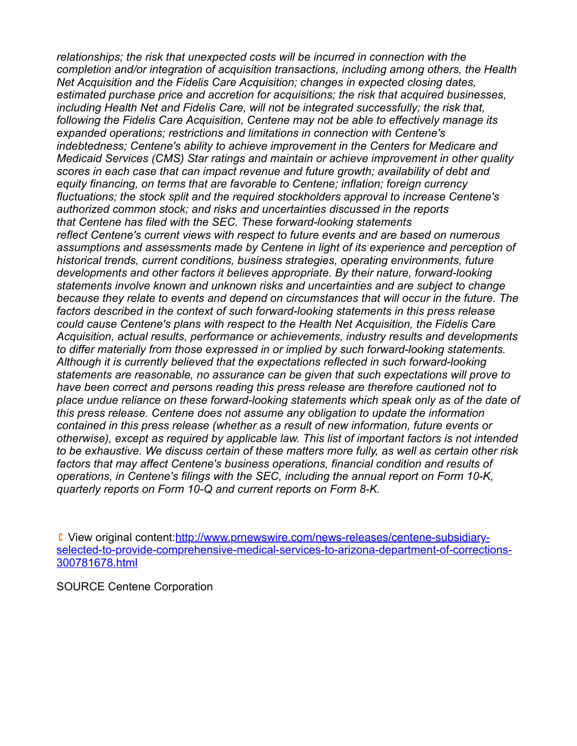*relationships; the risk that unexpected costs will be incurred in connection with the completion and/or integration of acquisition transactions, including among others, the Health Net Acquisition and the Fidelis Care Acquisition; changes in expected closing dates, estimated purchase price and accretion for acquisitions; the risk that acquired businesses, including Health Net and Fidelis Care, will not be integrated successfully; the risk that, following the Fidelis Care Acquisition, Centene may not be able to effectively manage its expanded operations; restrictions and limitations in connection with Centene's indebtedness; Centene's ability to achieve improvement in the Centers for Medicare and Medicaid Services (CMS) Star ratings and maintain or achieve improvement in other quality scores in each case that can impact revenue and future growth; availability of debt and equity financing, on terms that are favorable to Centene; inflation; foreign currency fluctuations; the stock split and the required stockholders approval to increase Centene's authorized common stock; and risks and uncertainties discussed in the reports that Centene has filed with the SEC. These forward-looking statements reflect Centene's current views with respect to future events and are based on numerous assumptions and assessments made by Centene in light of its experience and perception of historical trends, current conditions, business strategies, operating environments, future developments and other factors it believes appropriate. By their nature, forward-looking statements involve known and unknown risks and uncertainties and are subject to change because they relate to events and depend on circumstances that will occur in the future. The factors described in the context of such forward-looking statements in this press release could cause Centene's plans with respect to the Health Net Acquisition, the Fidelis Care Acquisition, actual results, performance or achievements, industry results and developments to differ materially from those expressed in or implied by such forward-looking statements. Although it is currently believed that the expectations reflected in such forward-looking statements are reasonable, no assurance can be given that such expectations will prove to have been correct and persons reading this press release are therefore cautioned not to place undue reliance on these forward-looking statements which speak only as of the date of this press release. Centene does not assume any obligation to update the information contained in this press release (whether as a result of new information, future events or otherwise), except as required by applicable law. This list of important factors is not intended to be exhaustive. We discuss certain of these matters more fully, as well as certain other risk factors that may affect Centene's business operations, financial condition and results of operations, in Centene's filings with the SEC, including the annual report on Form 10-K, quarterly reports on Form 10-Q and current reports on Form 8-K.*

View original content:[http://www.prnewswire.com/news-releases/centene-subsidiary-selected-to-provide-comprehensive-medical-services-to-arizona-department-of-corrections-300781678.html](http://www.prnewswire.com/news-releases/centene-subsidiary-selected-to-provide-comprehensive-medical-services-to-arizona-department-of-corrections-300781678.html)

SOURCE Centene Corporation